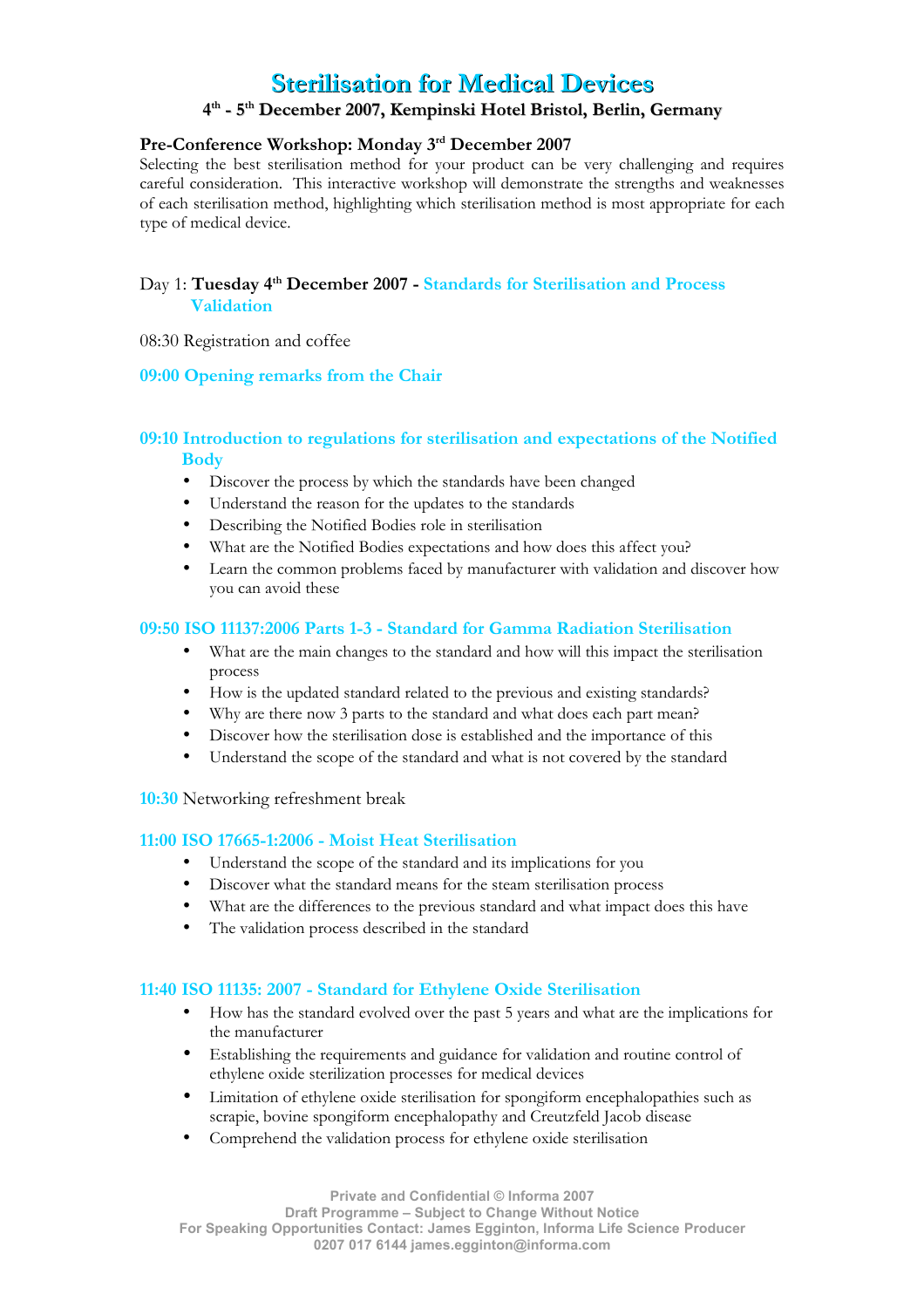# Sterilisation for Medical Devices

**4th - 5th December 2007, Kempinski Hotel Bristol, Berlin, Germany**

## Pre-Conference Workshop: Monday 3rd December 2007

Selecting the best sterilisation method for your product can be very challenging and requires careful consideration. This interactive workshop will demonstrate the strengths and weaknesses of each sterilisation method, highlighting which sterilisation method is most appropriate for each type of medical device.

## Day 1: **Tuesday 4th December 2007** - Standards for Sterilisation and Process Validation

08:30 Registration and coffee

### 09:00 Opening remarks from the Chair

### 09:10 Introduction to regulations for sterilisation and expectations of the Notified Body

- Discover the process by which the standards have been changed
- Understand the reason for the updates to the standards
- Describing the Notified Bodies role in sterilisation
- What are the Notified Bodies expectations and how does this affect you?
- Learn the common problems faced by manufacturer with validation and discover how you can avoid these

### 09:50 ISO 11137:2006 Parts 1-3 - Standard for Gamma Radiation Sterilisation

- What are the main changes to the standard and how will this impact the sterilisation process
- How is the updated standard related to the previous and existing standards?
- Why are there now 3 parts to the standard and what does each part mean?
- Discover how the sterilisation dose is established and the importance of this
- Understand the scope of the standard and what is not covered by the standard

10:30 Networking refreshment break

### 11:00 ISO 17665-1:2006 - Moist Heat Sterilisation

- Understand the scope of the standard and its implications for you
- Discover what the standard means for the steam sterilisation process
- What are the differences to the previous standard and what impact does this have
- The validation process described in the standard

### 11:40 ISO 11135: 2007 - Standard for Ethylene Oxide Sterilisation

- How has the standard evolved over the past 5 years and what are the implications for the manufacturer
- Establishing the requirements and guidance for validation and routine control of ethylene oxide sterilization processes for medical devices
- Limitation of ethylene oxide sterilisation for spongiform encephalopathies such as scrapie, bovine spongiform encephalopathy and Creutzfeld Jacob disease
- Comprehend the validation process for ethylene oxide sterilisation

Private and Confidential © Informa 2007
Draft Programme – Subject to Change Without Notice
For Speaking Opportunities Contact: James Egginton, Informa Life Science Producer
0207 017 6144 james.egginton@informa.com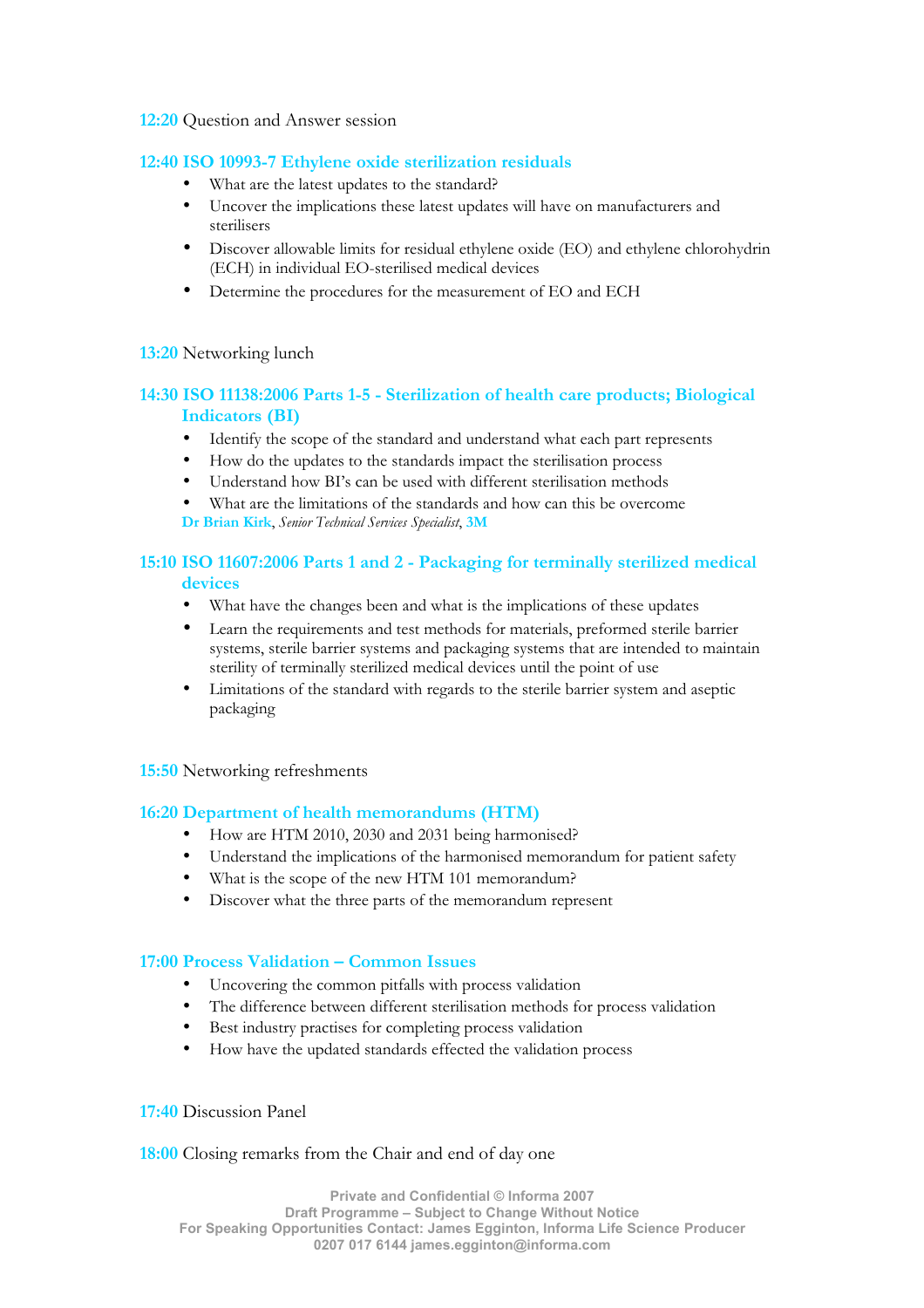**12:20** Question and Answer session

### 12:40 ISO 10993-7 Ethylene oxide sterilization residuals

- What are the latest updates to the standard?
- Uncover the implications these latest updates will have on manufacturers and sterilisers
- Discover allowable limits for residual ethylene oxide (EO) and ethylene chlorohydrin (ECH) in individual EO-sterilised medical devices
- Determine the procedures for the measurement of EO and ECH

**13:20** Networking lunch

### 14:30 ISO 11138:2006 Parts 1-5 - Sterilization of health care products; Biological Indicators (BI)

- Identify the scope of the standard and understand what each part represents
- How do the updates to the standards impact the sterilisation process
- Understand how BI's can be used with different sterilisation methods
- What are the limitations of the standards and how can this be overcome

**Dr Brian Kirk**, *Senior Technical Services Specialist*, **3M**

### 15:10 ISO 11607:2006 Parts 1 and 2 - Packaging for terminally sterilized medical devices

- What have the changes been and what is the implications of these updates
- Learn the requirements and test methods for materials, preformed sterile barrier systems, sterile barrier systems and packaging systems that are intended to maintain sterility of terminally sterilized medical devices until the point of use
- Limitations of the standard with regards to the sterile barrier system and aseptic packaging

**15:50** Networking refreshments

### 16:20 Department of health memorandums (HTM)

- How are HTM 2010, 2030 and 2031 being harmonised?
- Understand the implications of the harmonised memorandum for patient safety
- What is the scope of the new HTM 101 memorandum?
- Discover what the three parts of the memorandum represent

### 17:00 Process Validation – Common Issues

- Uncovering the common pitfalls with process validation
- The difference between different sterilisation methods for process validation
- Best industry practises for completing process validation
- How have the updated standards effected the validation process

**17:40** Discussion Panel

**18:00** Closing remarks from the Chair and end of day one

Private and Confidential © Informa 2007
Draft Programme – Subject to Change Without Notice
For Speaking Opportunities Contact: James Egginton, Informa Life Science Producer
0207 017 6144 james.egginton@informa.com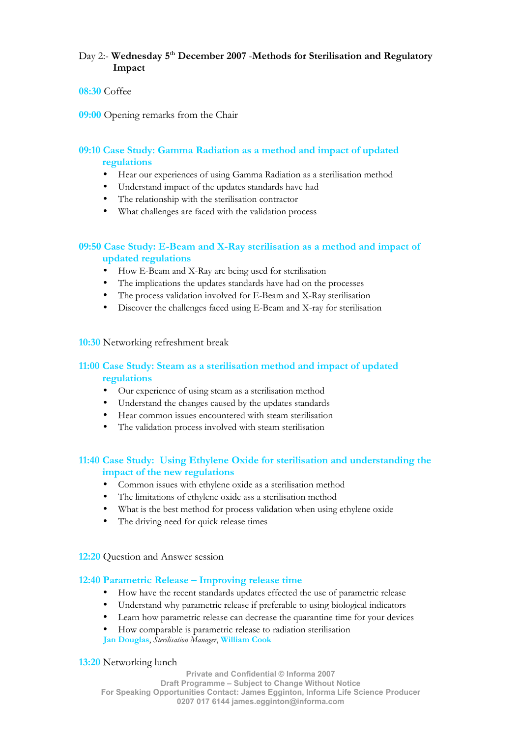Day 2:- **Wednesday 5th December 2007** -**Methods for Sterilisation and Regulatory Impact**

08:30 Coffee

09:00 Opening remarks from the Chair

### 09:10 Case Study: Gamma Radiation as a method and impact of updated regulations

- Hear our experiences of using Gamma Radiation as a sterilisation method
- Understand impact of the updates standards have had
- The relationship with the sterilisation contractor
- What challenges are faced with the validation process

### 09:50 Case Study: E-Beam and X-Ray sterilisation as a method and impact of updated regulations

- How E-Beam and X-Ray are being used for sterilisation
- The implications the updates standards have had on the processes
- The process validation involved for E-Beam and X-Ray sterilisation
- Discover the challenges faced using E-Beam and X-ray for sterilisation

10:30 Networking refreshment break

### 11:00 Case Study: Steam as a sterilisation method and impact of updated regulations

- Our experience of using steam as a sterilisation method
- Understand the changes caused by the updates standards
- Hear common issues encountered with steam sterilisation
- The validation process involved with steam sterilisation

### 11:40 Case Study: Using Ethylene Oxide for sterilisation and understanding the impact of the new regulations

- Common issues with ethylene oxide as a sterilisation method
- The limitations of ethylene oxide ass a sterilisation method
- What is the best method for process validation when using ethylene oxide
- The driving need for quick release times

12:20 Question and Answer session

### 12:40 Parametric Release – Improving release time

- How have the recent standards updates effected the use of parametric release
- Understand why parametric release if preferable to using biological indicators
- Learn how parametric release can decrease the quarantine time for your devices
- How comparable is parametric release to radiation sterilisation

**Jan Douglas**, *Sterilisation Manager*, **William Cook**

13:20 Networking lunch

Private and Confidential © Informa 2007
Draft Programme – Subject to Change Without Notice
For Speaking Opportunities Contact: James Egginton, Informa Life Science Producer
0207 017 6144 james.egginton@informa.com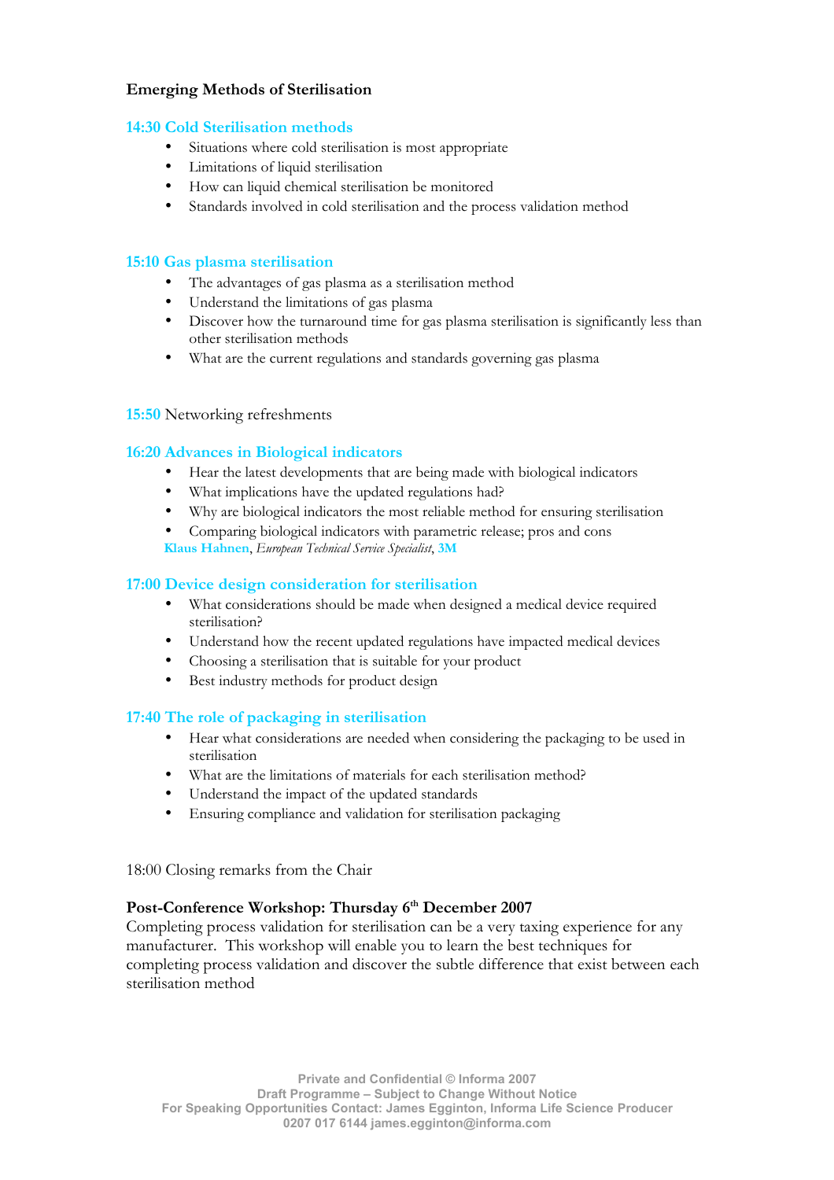**Emerging Methods of Sterilisation**

**14:30 Cold Sterilisation methods**

- Situations where cold sterilisation is most appropriate
- Limitations of liquid sterilisation
- How can liquid chemical sterilisation be monitored
- Standards involved in cold sterilisation and the process validation method

**15:10 Gas plasma sterilisation**

- The advantages of gas plasma as a sterilisation method
- Understand the limitations of gas plasma
- Discover how the turnaround time for gas plasma sterilisation is significantly less than other sterilisation methods
- What are the current regulations and standards governing gas plasma

15:50 Networking refreshments

**16:20 Advances in Biological indicators**

- Hear the latest developments that are being made with biological indicators
- What implications have the updated regulations had?
- Why are biological indicators the most reliable method for ensuring sterilisation
- Comparing biological indicators with parametric release; pros and cons

**Klaus Hahnen**, *European Technical Service Specialist*, **3M**

**17:00 Device design consideration for sterilisation**

- What considerations should be made when designed a medical device required sterilisation?
- Understand how the recent updated regulations have impacted medical devices
- Choosing a sterilisation that is suitable for your product
- Best industry methods for product design

**17:40 The role of packaging in sterilisation**

- Hear what considerations are needed when considering the packaging to be used in sterilisation
- What are the limitations of materials for each sterilisation method?
- Understand the impact of the updated standards
- Ensuring compliance and validation for sterilisation packaging

18:00 Closing remarks from the Chair

**Post-Conference Workshop: Thursday 6th December 2007**

Completing process validation for sterilisation can be a very taxing experience for any manufacturer. This workshop will enable you to learn the best techniques for completing process validation and discover the subtle difference that exist between each sterilisation method

Private and Confidential © Informa 2007
Draft Programme – Subject to Change Without Notice
For Speaking Opportunities Contact: James Egginton, Informa Life Science Producer
0207 017 6144 james.egginton@informa.com